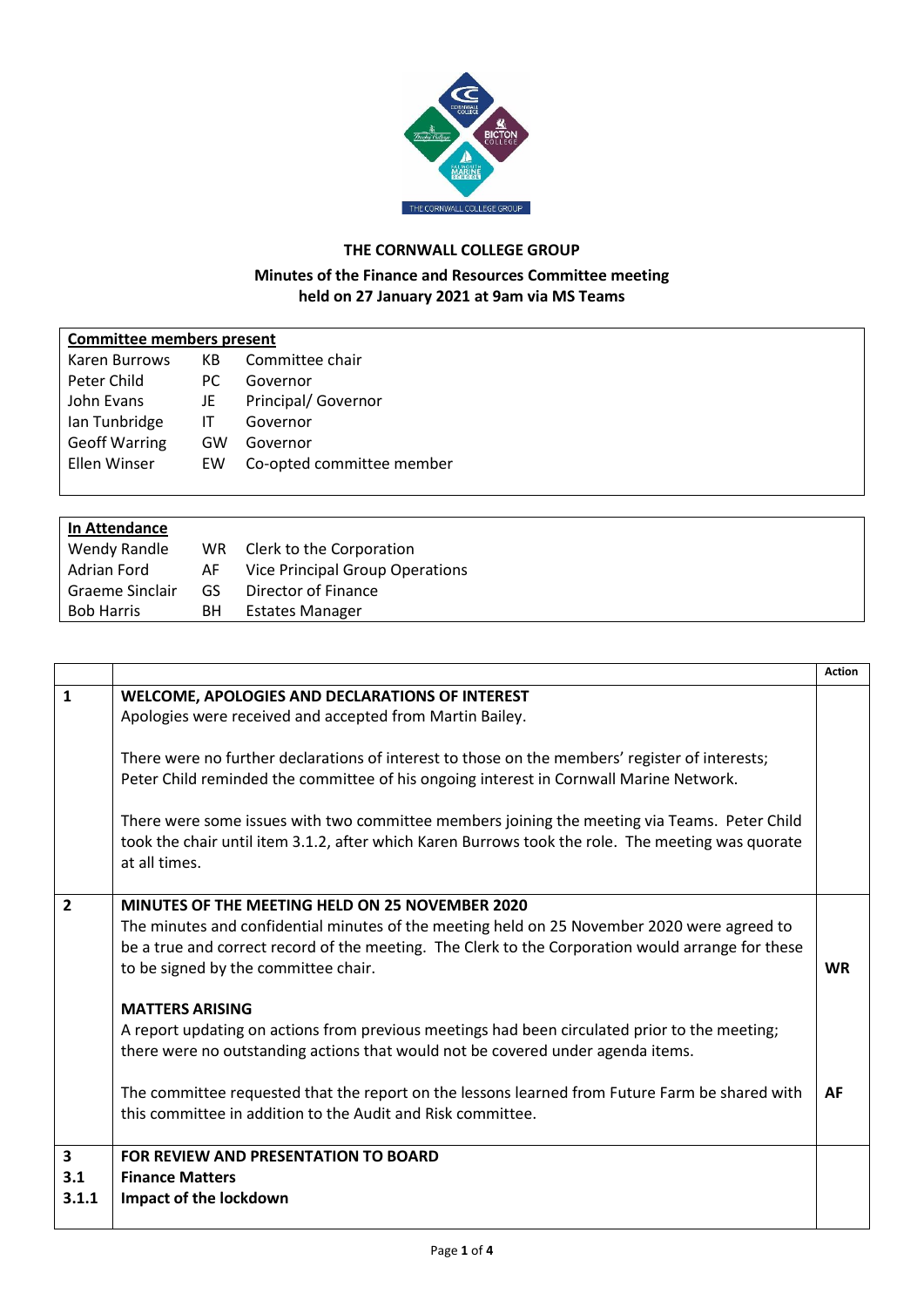**THE CORNWALL COLLEGE GROUP**

**Minutes of the Finance and Resources Committee meeting held on 27 January 2021 at 9am via MS Teams**

| **Committee members present** | | |
|---|---|---|
| Karen Burrows | KB | Committee chair |
| Peter Child | PC | Governor |
| John Evans | JE | Principal/ Governor |
| Ian Tunbridge | IT | Governor |
| Geoff Warring | GW | Governor |
| Ellen Winser | EW | Co-opted committee member |

| **In Attendance** | | |
|---|---|---|
| Wendy Randle | WR | Clerk to the Corporation |
| Adrian Ford | AF | Vice Principal Group Operations |
| Graeme Sinclair | GS | Director of Finance |
| Bob Harris | BH | Estates Manager |

| | | **Action** |
|---|---|---|
| **1** | **WELCOME, APOLOGIES AND DECLARATIONS OF INTEREST**<br>Apologies were received and accepted from Martin Bailey.<br><br>There were no further declarations of interest to those on the members' register of interests; Peter Child reminded the committee of his ongoing interest in Cornwall Marine Network.<br><br>There were some issues with two committee members joining the meeting via Teams. Peter Child took the chair until item 3.1.2, after which Karen Burrows took the role. The meeting was quorate at all times. | |
| **2** | **MINUTES OF THE MEETING HELD ON 25 NOVEMBER 2020**<br>The minutes and confidential minutes of the meeting held on 25 November 2020 were agreed to be a true and correct record of the meeting. The Clerk to the Corporation would arrange for these to be signed by the committee chair. | **WR** |
| | **MATTERS ARISING**<br>A report updating on actions from previous meetings had been circulated prior to the meeting; there were no outstanding actions that would not be covered under agenda items.<br><br>The committee requested that the report on the lessons learned from Future Farm be shared with this committee in addition to the Audit and Risk committee. | **AF** |
| **3**<br>**3.1**<br>**3.1.1** | **FOR REVIEW AND PRESENTATION TO BOARD**<br>**Finance Matters**<br>**Impact of the lockdown** | |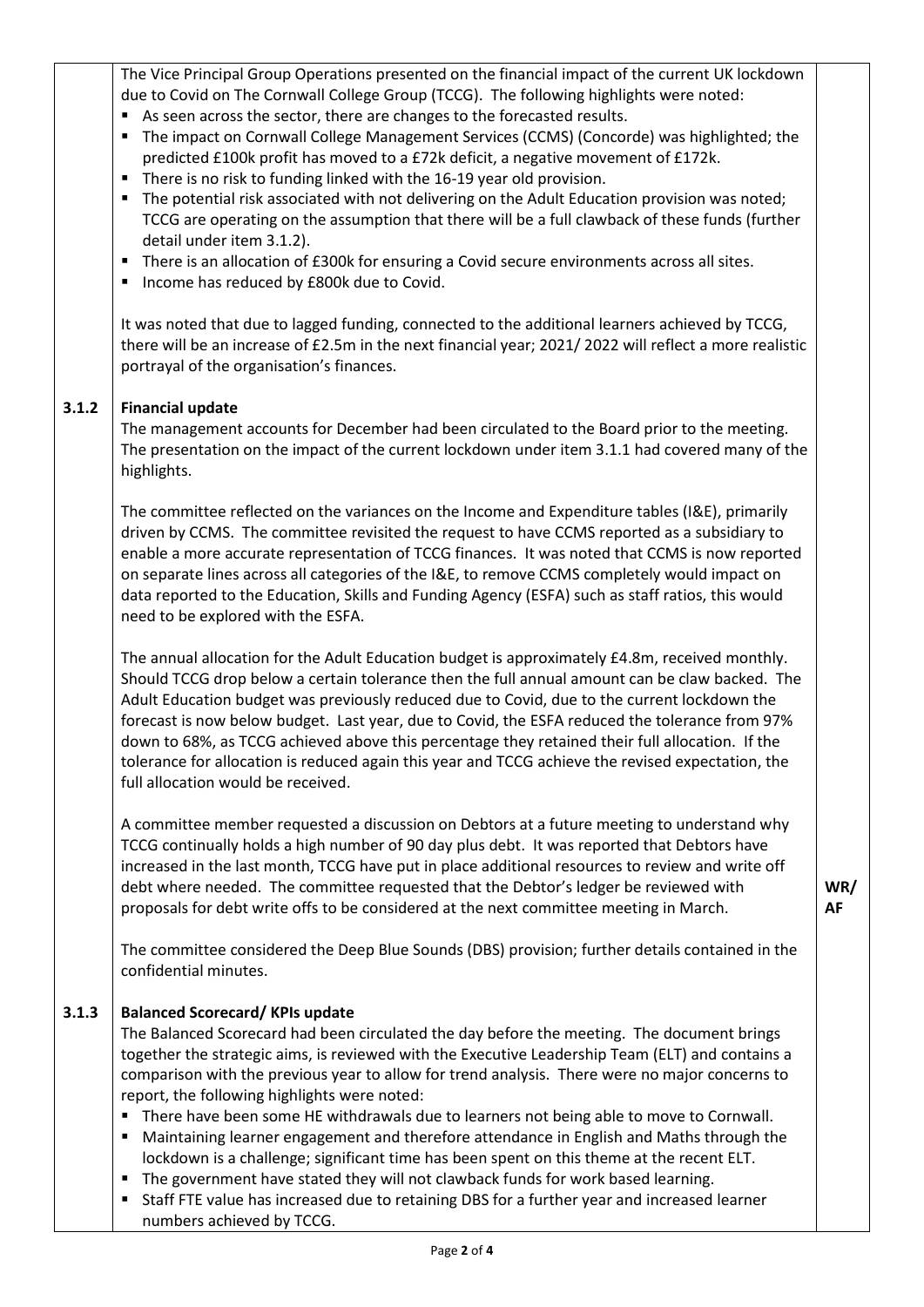The Vice Principal Group Operations presented on the financial impact of the current UK lockdown due to Covid on The Cornwall College Group (TCCG). The following highlights were noted:

- As seen across the sector, there are changes to the forecasted results.
- The impact on Cornwall College Management Services (CCMS) (Concorde) was highlighted; the predicted £100k profit has moved to a £72k deficit, a negative movement of £172k.
- There is no risk to funding linked with the 16-19 year old provision.
- The potential risk associated with not delivering on the Adult Education provision was noted; TCCG are operating on the assumption that there will be a full clawback of these funds (further detail under item 3.1.2).
- There is an allocation of £300k for ensuring a Covid secure environments across all sites.
- Income has reduced by £800k due to Covid.

It was noted that due to lagged funding, connected to the additional learners achieved by TCCG, there will be an increase of £2.5m in the next financial year; 2021/ 2022 will reflect a more realistic portrayal of the organisation's finances.

### 3.1.2 Financial update

The management accounts for December had been circulated to the Board prior to the meeting. The presentation on the impact of the current lockdown under item 3.1.1 had covered many of the highlights.

The committee reflected on the variances on the Income and Expenditure tables (I&E), primarily driven by CCMS. The committee revisited the request to have CCMS reported as a subsidiary to enable a more accurate representation of TCCG finances. It was noted that CCMS is now reported on separate lines across all categories of the I&E, to remove CCMS completely would impact on data reported to the Education, Skills and Funding Agency (ESFA) such as staff ratios, this would need to be explored with the ESFA.

The annual allocation for the Adult Education budget is approximately £4.8m, received monthly. Should TCCG drop below a certain tolerance then the full annual amount can be claw backed. The Adult Education budget was previously reduced due to Covid, due to the current lockdown the forecast is now below budget. Last year, due to Covid, the ESFA reduced the tolerance from 97% down to 68%, as TCCG achieved above this percentage they retained their full allocation. If the tolerance for allocation is reduced again this year and TCCG achieve the revised expectation, the full allocation would be received.

A committee member requested a discussion on Debtors at a future meeting to understand why TCCG continually holds a high number of 90 day plus debt. It was reported that Debtors have increased in the last month, TCCG have put in place additional resources to review and write off debt where needed. The committee requested that the Debtor's ledger be reviewed with proposals for debt write offs to be considered at the next committee meeting in March. **WR/ AF**

The committee considered the Deep Blue Sounds (DBS) provision; further details contained in the confidential minutes.

### 3.1.3 Balanced Scorecard/ KPIs update

The Balanced Scorecard had been circulated the day before the meeting. The document brings together the strategic aims, is reviewed with the Executive Leadership Team (ELT) and contains a comparison with the previous year to allow for trend analysis. There were no major concerns to report, the following highlights were noted:

- There have been some HE withdrawals due to learners not being able to move to Cornwall.
- Maintaining learner engagement and therefore attendance in English and Maths through the lockdown is a challenge; significant time has been spent on this theme at the recent ELT.
- The government have stated they will not clawback funds for work based learning.
- Staff FTE value has increased due to retaining DBS for a further year and increased learner numbers achieved by TCCG.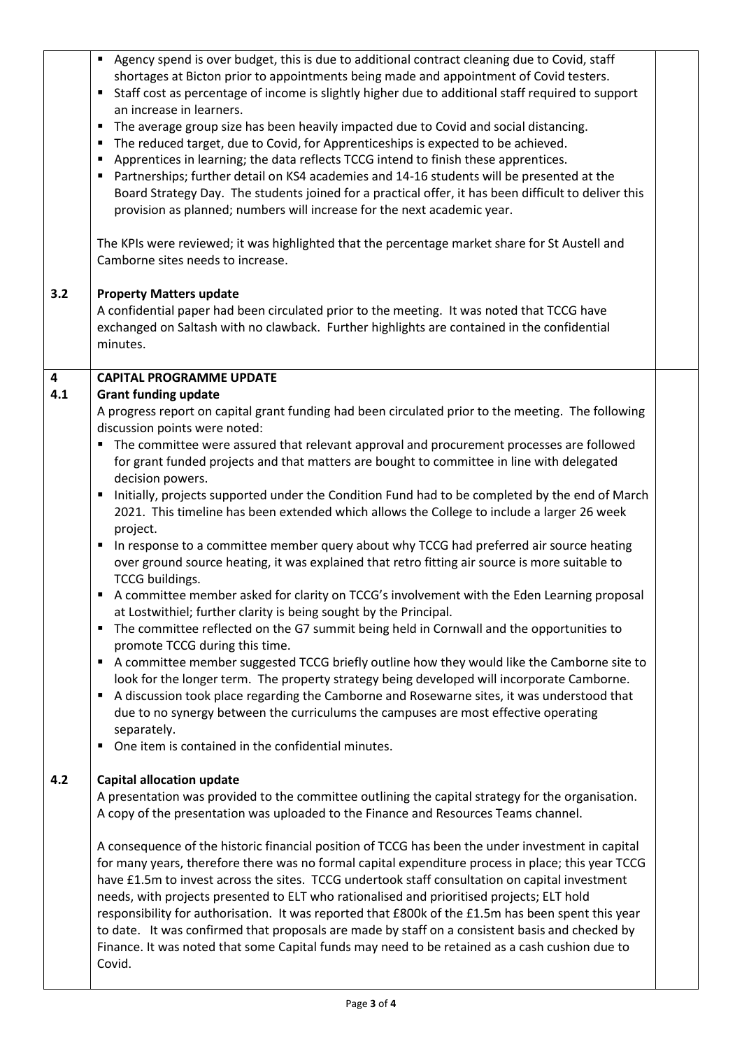- Agency spend is over budget, this is due to additional contract cleaning due to Covid, staff shortages at Bicton prior to appointments being made and appointment of Covid testers.
- Staff cost as percentage of income is slightly higher due to additional staff required to support an increase in learners.
- The average group size has been heavily impacted due to Covid and social distancing.
- The reduced target, due to Covid, for Apprenticeships is expected to be achieved.
- Apprentices in learning; the data reflects TCCG intend to finish these apprentices.
- Partnerships; further detail on KS4 academies and 14-16 students will be presented at the Board Strategy Day. The students joined for a practical offer, it has been difficult to deliver this provision as planned; numbers will increase for the next academic year.

The KPIs were reviewed; it was highlighted that the percentage market share for St Austell and Camborne sites needs to increase.

**3.2 Property Matters update**

A confidential paper had been circulated prior to the meeting. It was noted that TCCG have exchanged on Saltash with no clawback. Further highlights are contained in the confidential minutes.

**4 CAPITAL PROGRAMME UPDATE**

**4.1 Grant funding update**

A progress report on capital grant funding had been circulated prior to the meeting. The following discussion points were noted:

- The committee were assured that relevant approval and procurement processes are followed for grant funded projects and that matters are bought to committee in line with delegated decision powers.
- Initially, projects supported under the Condition Fund had to be completed by the end of March 2021. This timeline has been extended which allows the College to include a larger 26 week project.
- In response to a committee member query about why TCCG had preferred air source heating over ground source heating, it was explained that retro fitting air source is more suitable to TCCG buildings.
- A committee member asked for clarity on TCCG's involvement with the Eden Learning proposal at Lostwithiel; further clarity is being sought by the Principal.
- The committee reflected on the G7 summit being held in Cornwall and the opportunities to promote TCCG during this time.
- A committee member suggested TCCG briefly outline how they would like the Camborne site to look for the longer term. The property strategy being developed will incorporate Camborne.
- A discussion took place regarding the Camborne and Rosewarne sites, it was understood that due to no synergy between the curriculums the campuses are most effective operating separately.
- One item is contained in the confidential minutes.

**4.2 Capital allocation update**

A presentation was provided to the committee outlining the capital strategy for the organisation. A copy of the presentation was uploaded to the Finance and Resources Teams channel.

A consequence of the historic financial position of TCCG has been the under investment in capital for many years, therefore there was no formal capital expenditure process in place; this year TCCG have £1.5m to invest across the sites. TCCG undertook staff consultation on capital investment needs, with projects presented to ELT who rationalised and prioritised projects; ELT hold responsibility for authorisation. It was reported that £800k of the £1.5m has been spent this year to date. It was confirmed that proposals are made by staff on a consistent basis and checked by Finance. It was noted that some Capital funds may need to be retained as a cash cushion due to Covid.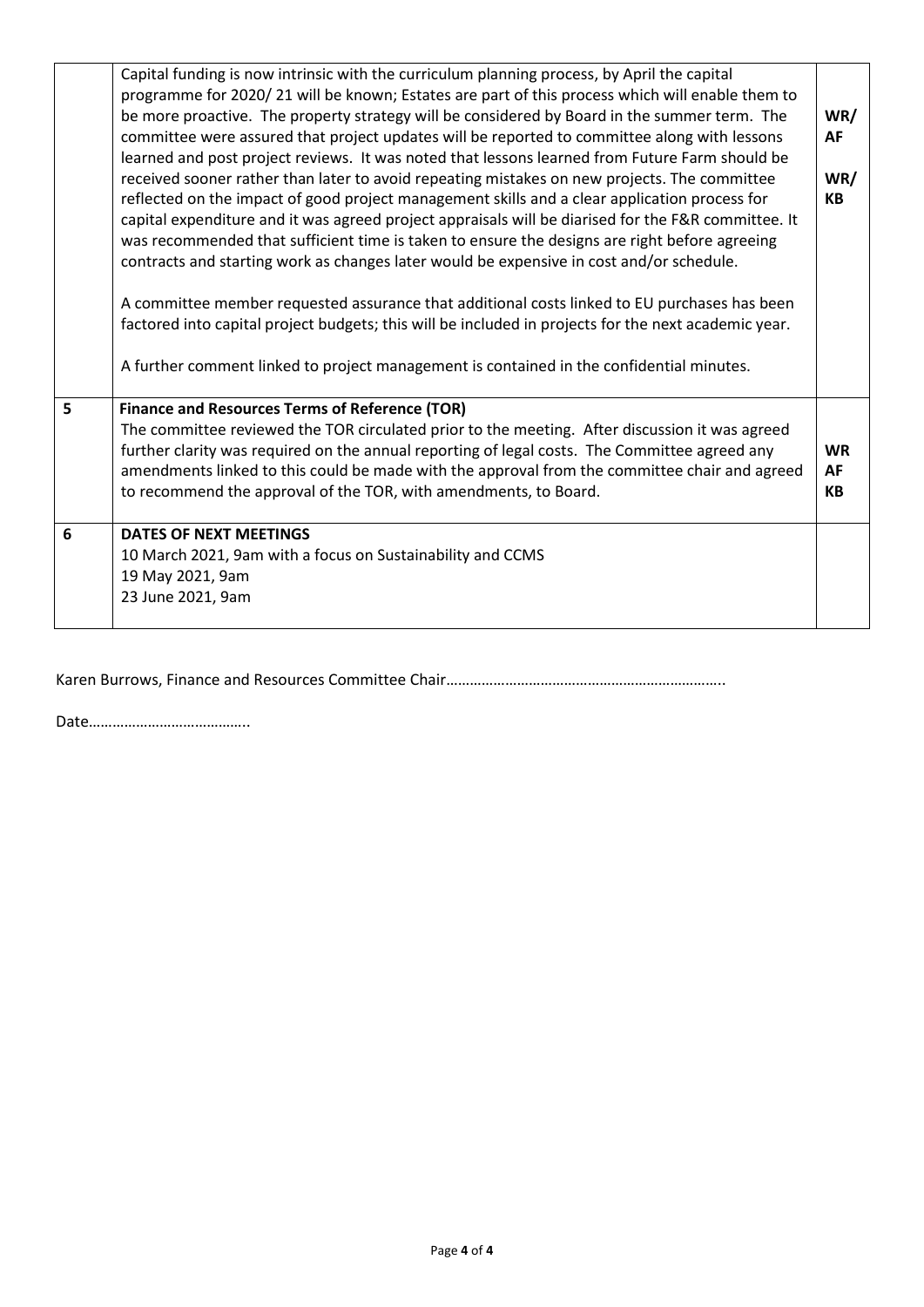| | | |
|---|---|---|
| | Capital funding is now intrinsic with the curriculum planning process, by April the capital programme for 2020/ 21 will be known; Estates are part of this process which will enable them to be more proactive. The property strategy will be considered by Board in the summer term. The committee were assured that project updates will be reported to committee along with lessons learned and post project reviews. It was noted that lessons learned from Future Farm should be received sooner rather than later to avoid repeating mistakes on new projects. The committee reflected on the impact of good project management skills and a clear application process for capital expenditure and it was agreed project appraisals will be diarised for the F&R committee. It was recommended that sufficient time is taken to ensure the designs are right before agreeing contracts and starting work as changes later would be expensive in cost and/or schedule.<br><br>A committee member requested assurance that additional costs linked to EU purchases has been factored into capital project budgets; this will be included in projects for the next academic year.<br><br>A further comment linked to project management is contained in the confidential minutes. | **WR/ AF**<br><br>**WR/ KB** |
| **5** | **Finance and Resources Terms of Reference (TOR)**<br>The committee reviewed the TOR circulated prior to the meeting. After discussion it was agreed further clarity was required on the annual reporting of legal costs. The Committee agreed any amendments linked to this could be made with the approval from the committee chair and agreed to recommend the approval of the TOR, with amendments, to Board. | **WR**<br>**AF**<br>**KB** |
| **6** | **DATES OF NEXT MEETINGS**<br>10 March 2021, 9am with a focus on Sustainability and CCMS<br>19 May 2021, 9am<br>23 June 2021, 9am | |

Karen Burrows, Finance and Resources Committee Chair…………………………………………………………..

Date…………………………………..